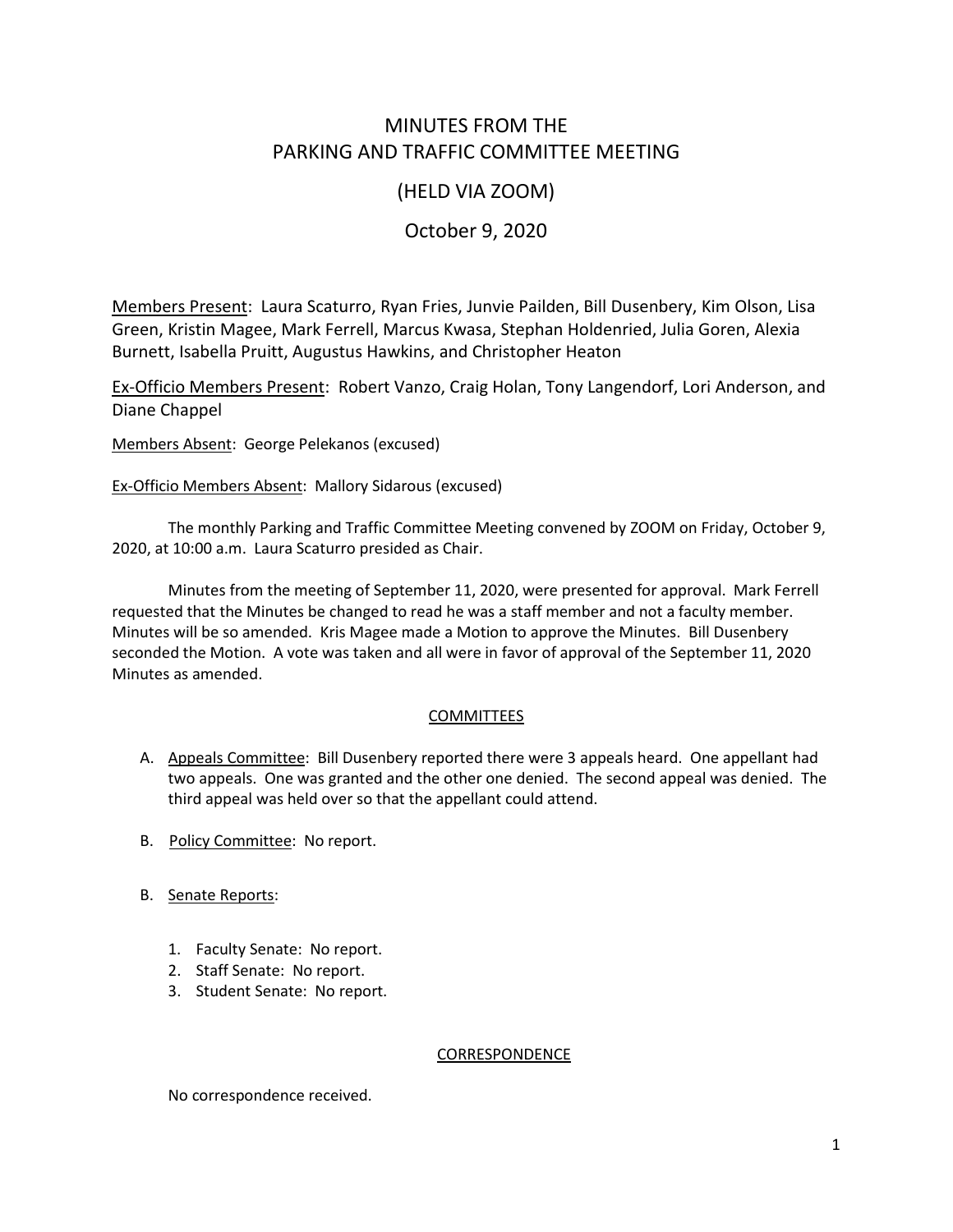# MINUTES FROM THE PARKING AND TRAFFIC COMMITTEE MEETING

## (HELD VIA ZOOM)

## October 9, 2020

Members Present: Laura Scaturro, Ryan Fries, Junvie Pailden, Bill Dusenbery, Kim Olson, Lisa Green, Kristin Magee, Mark Ferrell, Marcus Kwasa, Stephan Holdenried, Julia Goren, Alexia Burnett, Isabella Pruitt, Augustus Hawkins, and Christopher Heaton

Ex-Officio Members Present: Robert Vanzo, Craig Holan, Tony Langendorf, Lori Anderson, and Diane Chappel

Members Absent: George Pelekanos (excused)

Ex-Officio Members Absent: Mallory Sidarous (excused)

The monthly Parking and Traffic Committee Meeting convened by ZOOM on Friday, October 9, 2020, at 10:00 a.m. Laura Scaturro presided as Chair.

Minutes from the meeting of September 11, 2020, were presented for approval. Mark Ferrell requested that the Minutes be changed to read he was a staff member and not a faculty member. Minutes will be so amended. Kris Magee made a Motion to approve the Minutes. Bill Dusenbery seconded the Motion. A vote was taken and all were in favor of approval of the September 11, 2020 Minutes as amended.

### COMMITTEES

A. Appeals Committee: Bill Dusenbery reported there were 3 appeals heard. One appellant had two appeals. One was granted and the other one denied. The second appeal was denied. The third appeal was held over so that the appellant could attend.

B. Policy Committee: No report.

B. Senate Reports:

1. Faculty Senate: No report.
2. Staff Senate: No report.
3. Student Senate: No report.

### CORRESPONDENCE

No correspondence received.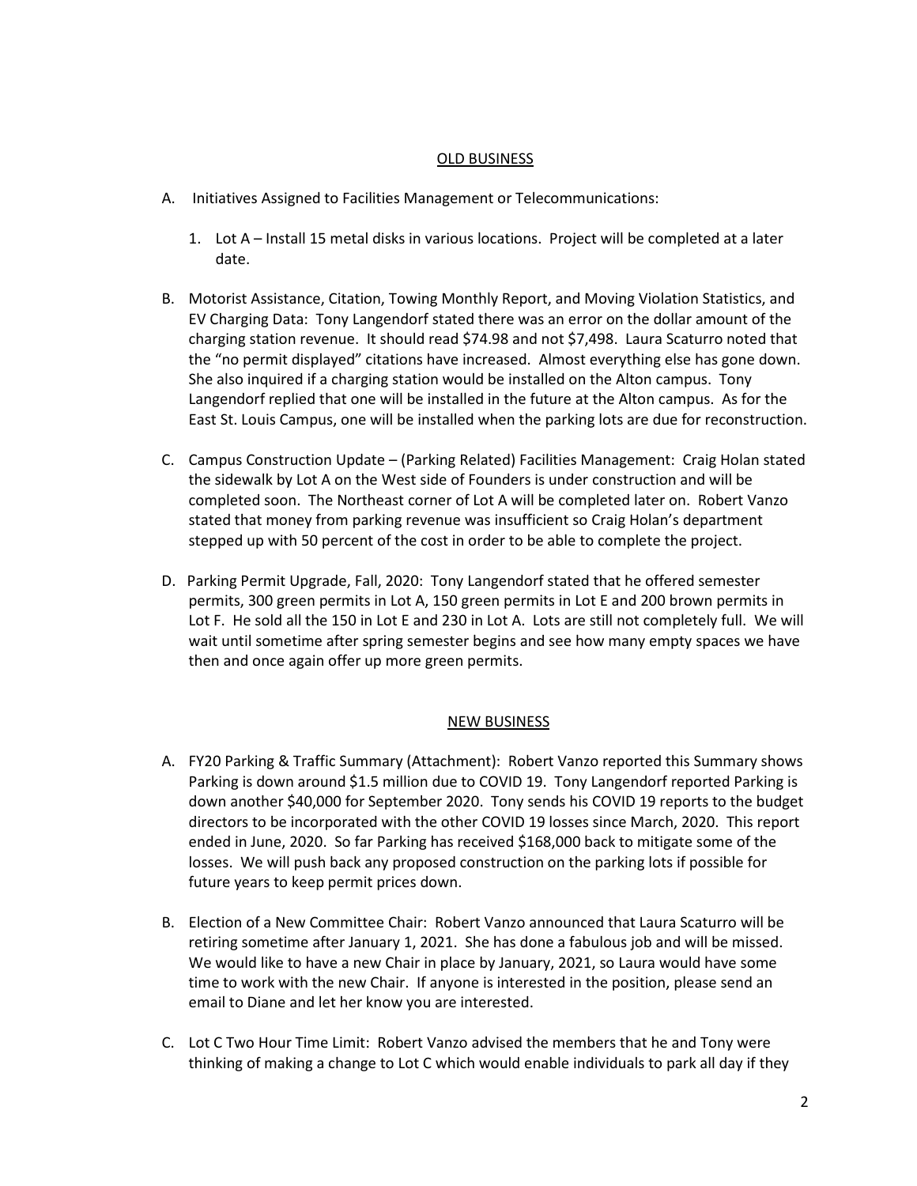## OLD BUSINESS

A. Initiatives Assigned to Facilities Management or Telecommunications:

   1. Lot A – Install 15 metal disks in various locations. Project will be completed at a later date.

B. Motorist Assistance, Citation, Towing Monthly Report, and Moving Violation Statistics, and EV Charging Data: Tony Langendorf stated there was an error on the dollar amount of the charging station revenue. It should read $74.98 and not $7,498. Laura Scaturro noted that the "no permit displayed" citations have increased. Almost everything else has gone down. She also inquired if a charging station would be installed on the Alton campus. Tony Langendorf replied that one will be installed in the future at the Alton campus. As for the East St. Louis Campus, one will be installed when the parking lots are due for reconstruction.

C. Campus Construction Update – (Parking Related) Facilities Management: Craig Holan stated the sidewalk by Lot A on the West side of Founders is under construction and will be completed soon. The Northeast corner of Lot A will be completed later on. Robert Vanzo stated that money from parking revenue was insufficient so Craig Holan's department stepped up with 50 percent of the cost in order to be able to complete the project.

D. Parking Permit Upgrade, Fall, 2020: Tony Langendorf stated that he offered semester permits, 300 green permits in Lot A, 150 green permits in Lot E and 200 brown permits in Lot F. He sold all the 150 in Lot E and 230 in Lot A. Lots are still not completely full. We will wait until sometime after spring semester begins and see how many empty spaces we have then and once again offer up more green permits.

## NEW BUSINESS

A. FY20 Parking & Traffic Summary (Attachment): Robert Vanzo reported this Summary shows Parking is down around $1.5 million due to COVID 19. Tony Langendorf reported Parking is down another $40,000 for September 2020. Tony sends his COVID 19 reports to the budget directors to be incorporated with the other COVID 19 losses since March, 2020. This report ended in June, 2020. So far Parking has received $168,000 back to mitigate some of the losses. We will push back any proposed construction on the parking lots if possible for future years to keep permit prices down.

B. Election of a New Committee Chair: Robert Vanzo announced that Laura Scaturro will be retiring sometime after January 1, 2021. She has done a fabulous job and will be missed. We would like to have a new Chair in place by January, 2021, so Laura would have some time to work with the new Chair. If anyone is interested in the position, please send an email to Diane and let her know you are interested.

C. Lot C Two Hour Time Limit: Robert Vanzo advised the members that he and Tony were thinking of making a change to Lot C which would enable individuals to park all day if they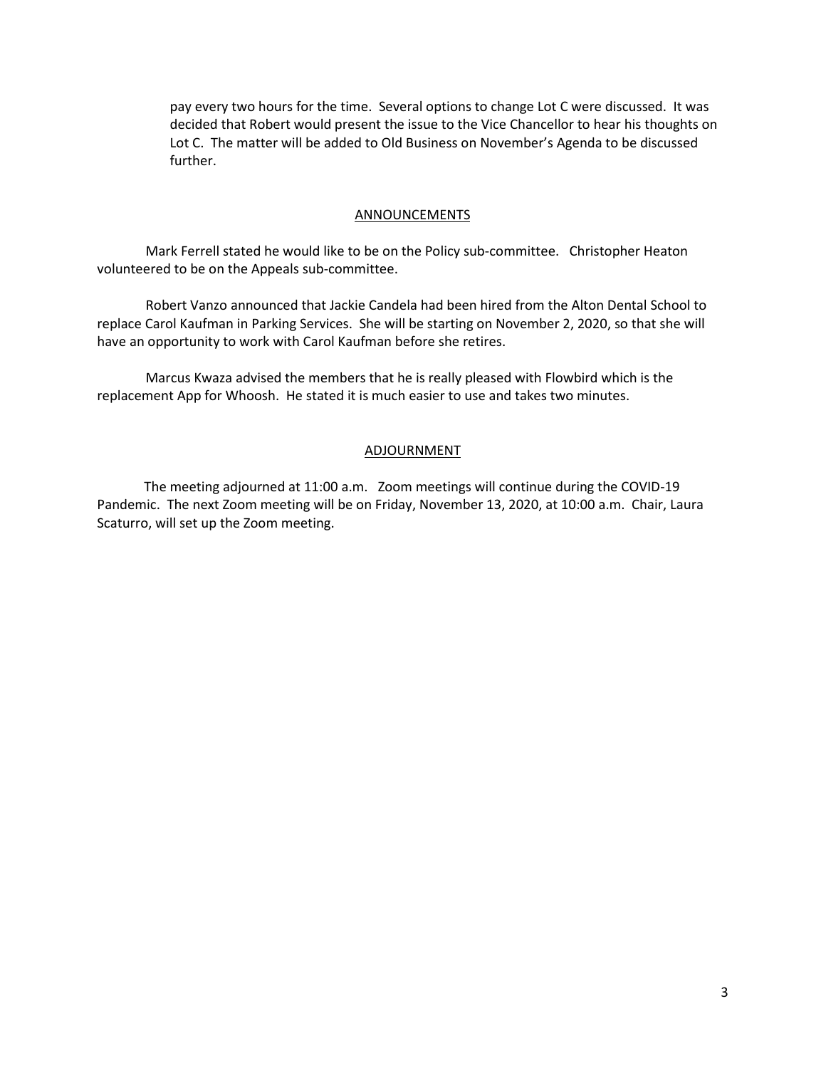pay every two hours for the time. Several options to change Lot C were discussed. It was decided that Robert would present the issue to the Vice Chancellor to hear his thoughts on Lot C. The matter will be added to Old Business on November's Agenda to be discussed further.

## ANNOUNCEMENTS

Mark Ferrell stated he would like to be on the Policy sub-committee. Christopher Heaton volunteered to be on the Appeals sub-committee.

Robert Vanzo announced that Jackie Candela had been hired from the Alton Dental School to replace Carol Kaufman in Parking Services. She will be starting on November 2, 2020, so that she will have an opportunity to work with Carol Kaufman before she retires.

Marcus Kwaza advised the members that he is really pleased with Flowbird which is the replacement App for Whoosh. He stated it is much easier to use and takes two minutes.

## ADJOURNMENT

The meeting adjourned at 11:00 a.m. Zoom meetings will continue during the COVID-19 Pandemic. The next Zoom meeting will be on Friday, November 13, 2020, at 10:00 a.m. Chair, Laura Scaturro, will set up the Zoom meeting.